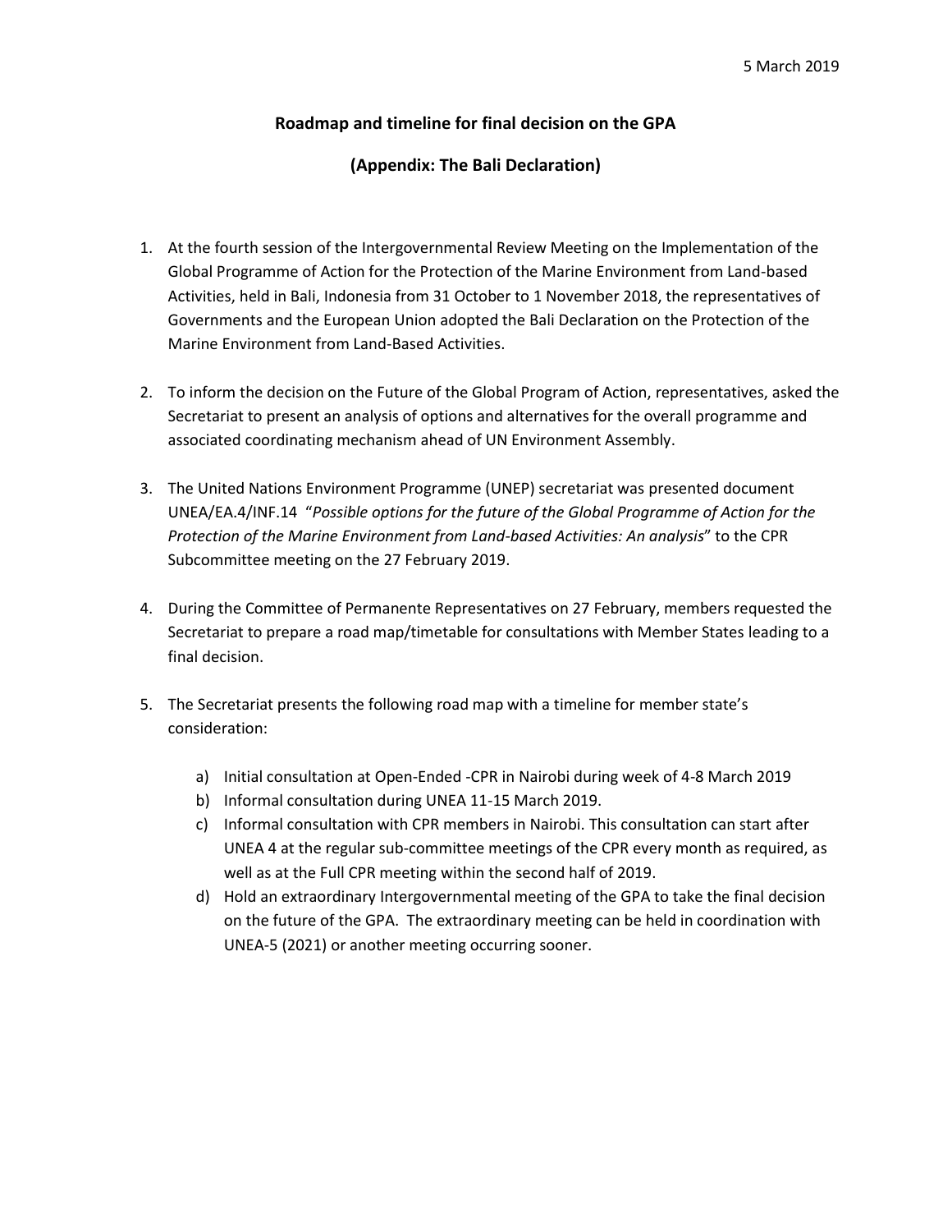5 March 2019

**Roadmap and timeline for final decision on the GPA**

**(Appendix: The Bali Declaration)**

1. At the fourth session of the Intergovernmental Review Meeting on the Implementation of the Global Programme of Action for the Protection of the Marine Environment from Land-based Activities, held in Bali, Indonesia from 31 October to 1 November 2018, the representatives of Governments and the European Union adopted the Bali Declaration on the Protection of the Marine Environment from Land-Based Activities.

2. To inform the decision on the Future of the Global Program of Action, representatives, asked the Secretariat to present an analysis of options and alternatives for the overall programme and associated coordinating mechanism ahead of UN Environment Assembly.

3. The United Nations Environment Programme (UNEP) secretariat was presented document UNEA/EA.4/INF.14 "*Possible options for the future of the Global Programme of Action for the Protection of the Marine Environment from Land-based Activities: An analysis*" to the CPR Subcommittee meeting on the 27 February 2019.

4. During the Committee of Permanente Representatives on 27 February, members requested the Secretariat to prepare a road map/timetable for consultations with Member States leading to a final decision.

5. The Secretariat presents the following road map with a timeline for member state's consideration:

    a) Initial consultation at Open-Ended -CPR in Nairobi during week of 4-8 March 2019
    b) Informal consultation during UNEA 11-15 March 2019.
    c) Informal consultation with CPR members in Nairobi. This consultation can start after UNEA 4 at the regular sub-committee meetings of the CPR every month as required, as well as at the Full CPR meeting within the second half of 2019.
    d) Hold an extraordinary Intergovernmental meeting of the GPA to take the final decision on the future of the GPA. The extraordinary meeting can be held in coordination with UNEA-5 (2021) or another meeting occurring sooner.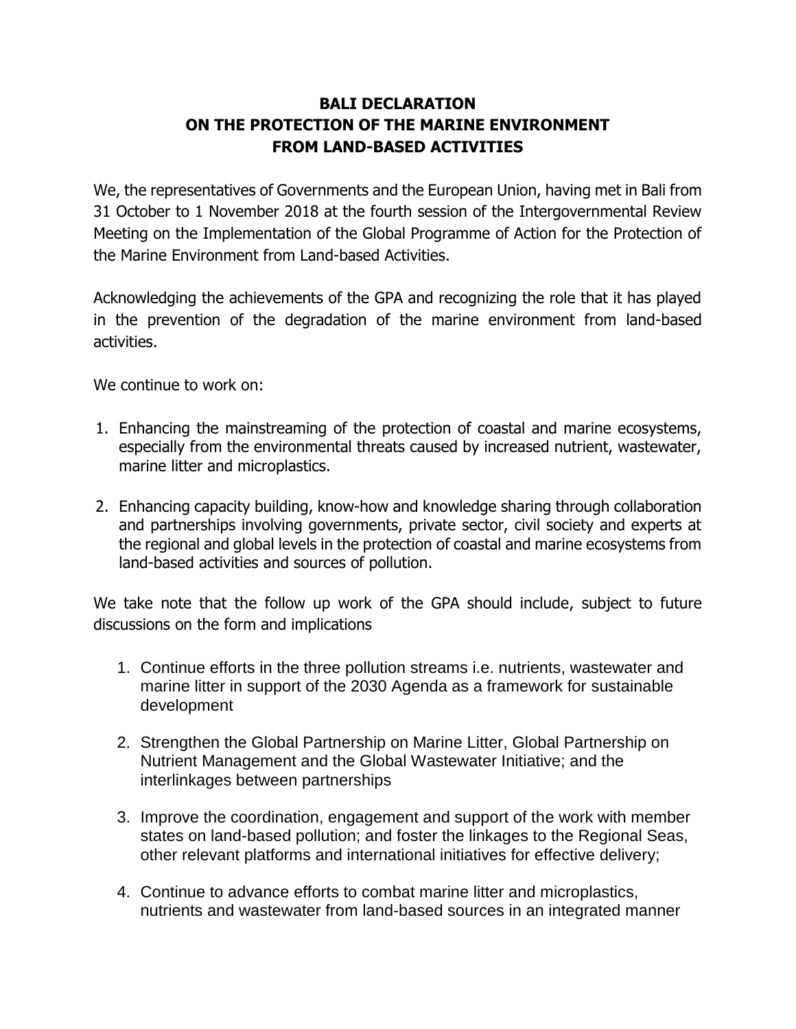**BALI DECLARATION**
**ON THE PROTECTION OF THE MARINE ENVIRONMENT**
**FROM LAND-BASED ACTIVITIES**

We, the representatives of Governments and the European Union, having met in Bali from 31 October to 1 November 2018 at the fourth session of the Intergovernmental Review Meeting on the Implementation of the Global Programme of Action for the Protection of the Marine Environment from Land-based Activities.

Acknowledging the achievements of the GPA and recognizing the role that it has played in the prevention of the degradation of the marine environment from land-based activities.

We continue to work on:

1. Enhancing the mainstreaming of the protection of coastal and marine ecosystems, especially from the environmental threats caused by increased nutrient, wastewater, marine litter and microplastics.

2. Enhancing capacity building, know-how and knowledge sharing through collaboration and partnerships involving governments, private sector, civil society and experts at the regional and global levels in the protection of coastal and marine ecosystems from land-based activities and sources of pollution.

We take note that the follow up work of the GPA should include, subject to future discussions on the form and implications

1. Continue efforts in the three pollution streams i.e. nutrients, wastewater and marine litter in support of the 2030 Agenda as a framework for sustainable development

2. Strengthen the Global Partnership on Marine Litter, Global Partnership on Nutrient Management and the Global Wastewater Initiative; and the interlinkages between partnerships

3. Improve the coordination, engagement and support of the work with member states on land-based pollution; and foster the linkages to the Regional Seas, other relevant platforms and international initiatives for effective delivery;

4. Continue to advance efforts to combat marine litter and microplastics, nutrients and wastewater from land-based sources in an integrated manner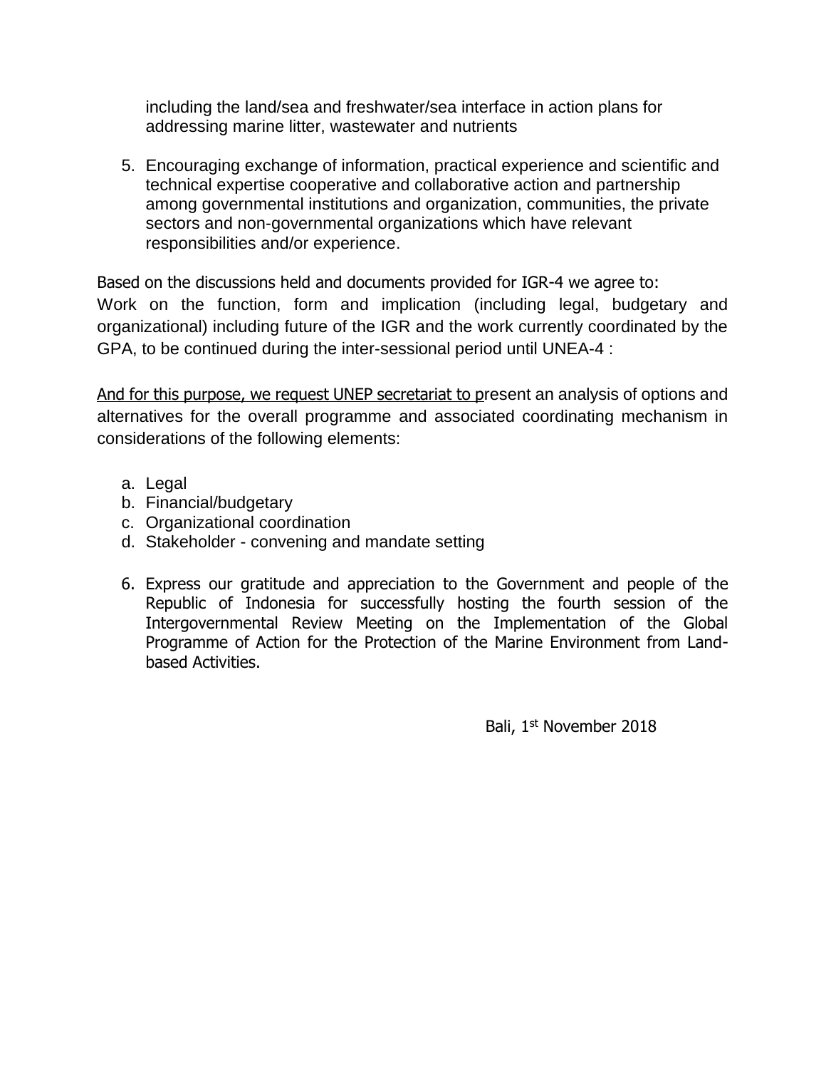including the land/sea and freshwater/sea interface in action plans for addressing marine litter, wastewater and nutrients

5. Encouraging exchange of information, practical experience and scientific and technical expertise cooperative and collaborative action and partnership among governmental institutions and organization, communities, the private sectors and non-governmental organizations which have relevant responsibilities and/or experience.

Based on the discussions held and documents provided for IGR-4 we agree to:
Work on the function, form and implication (including legal, budgetary and organizational) including future of the IGR and the work currently coordinated by the GPA, to be continued during the inter-sessional period until UNEA-4 :

And for this purpose, we request UNEP secretariat to present an analysis of options and alternatives for the overall programme and associated coordinating mechanism in considerations of the following elements:

a. Legal
b. Financial/budgetary
c. Organizational coordination
d. Stakeholder - convening and mandate setting

6. Express our gratitude and appreciation to the Government and people of the Republic of Indonesia for successfully hosting the fourth session of the Intergovernmental Review Meeting on the Implementation of the Global Programme of Action for the Protection of the Marine Environment from Land-based Activities.

Bali, 1st November 2018